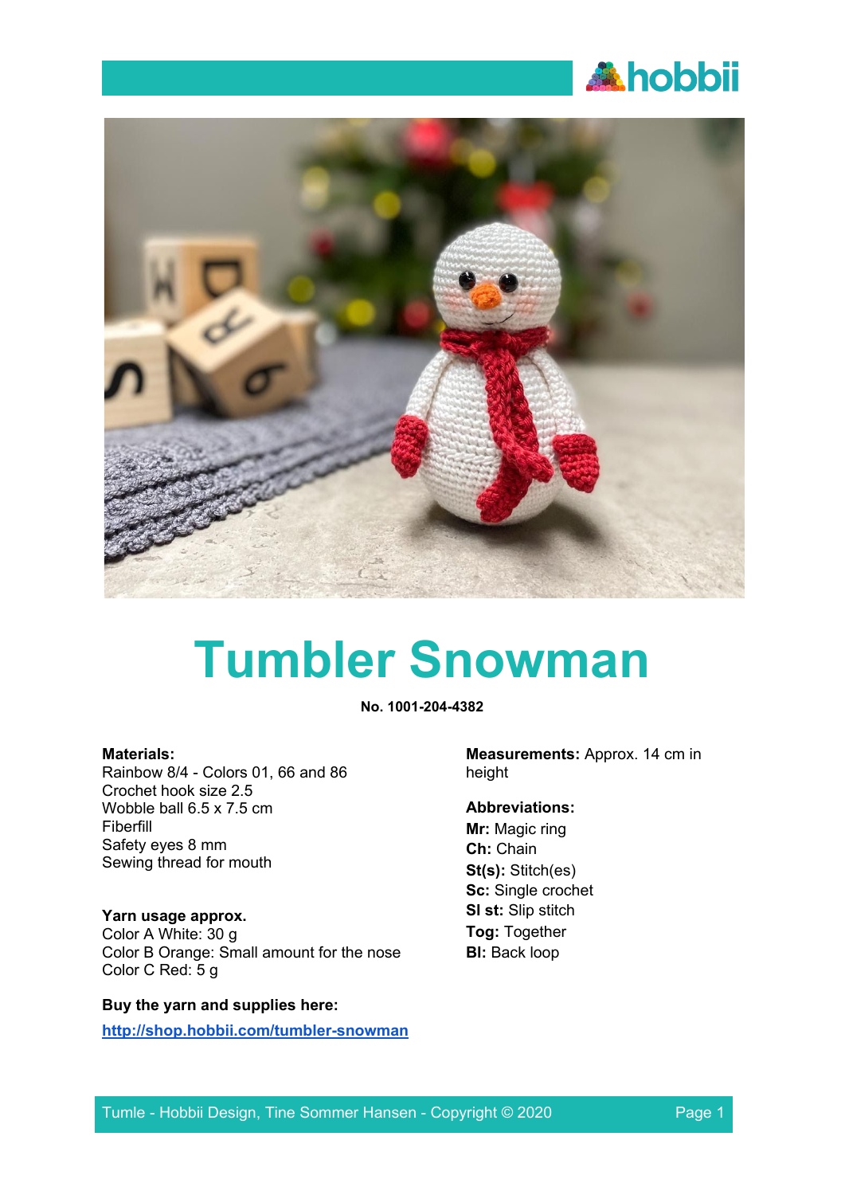# Tumbler Snowman

**No. 1001-204-4382**

**Materials:**
Rainbow 8/4 - Colors 01, 66 and 86
Crochet hook size 2.5
Wobble ball 6.5 x 7.5 cm
Fiberfill
Safety eyes 8 mm
Sewing thread for mouth

**Yarn usage approx.**
Color A White: 30 g
Color B Orange: Small amount for the nose
Color C Red: 5 g

**Buy the yarn and supplies here:**

[http://shop.hobbii.com/tumbler-snowman](http://shop.hobbii.com/tumbler-snowman)

**Measurements:** Approx. 14 cm in height

**Abbreviations:**
**Mr:** Magic ring
**Ch:** Chain
**St(s):** Stitch(es)
**Sc:** Single crochet
**Sl st:** Slip stitch
**Tog:** Together
**Bl:** Back loop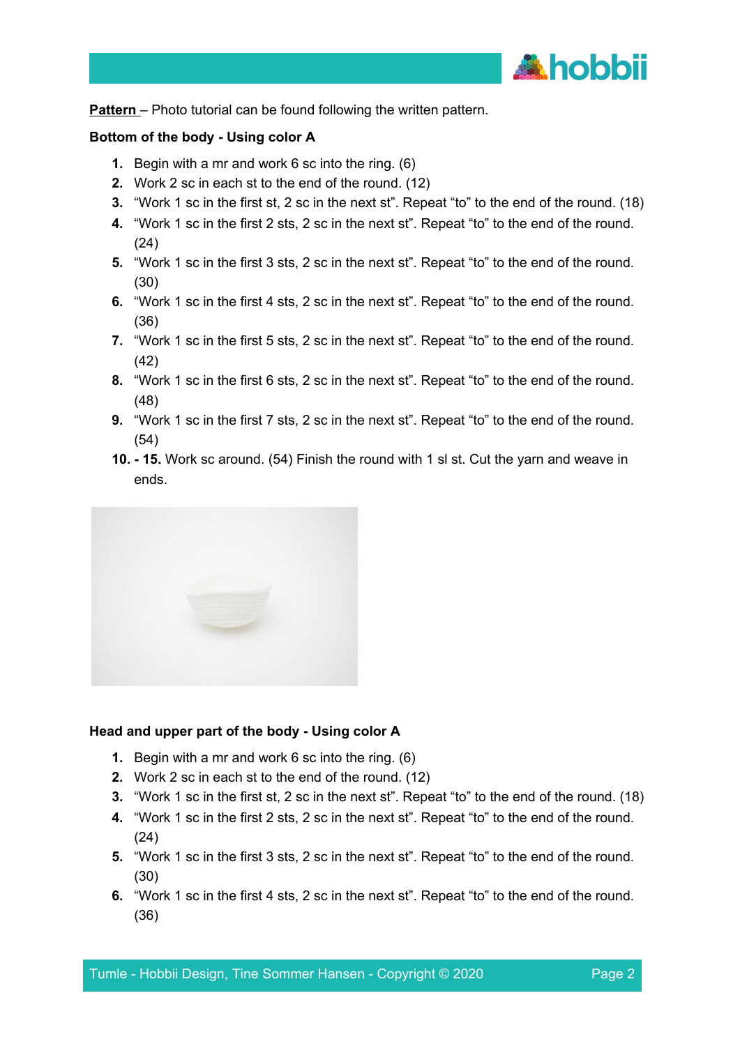**Pattern** – Photo tutorial can be found following the written pattern.

**Bottom of the body - Using color A**

1. Begin with a mr and work 6 sc into the ring. (6)
2. Work 2 sc in each st to the end of the round. (12)
3. "Work 1 sc in the first st, 2 sc in the next st". Repeat "to" to the end of the round. (18)
4. "Work 1 sc in the first 2 sts, 2 sc in the next st". Repeat "to" to the end of the round. (24)
5. "Work 1 sc in the first 3 sts, 2 sc in the next st". Repeat "to" to the end of the round. (30)
6. "Work 1 sc in the first 4 sts, 2 sc in the next st". Repeat "to" to the end of the round. (36)
7. "Work 1 sc in the first 5 sts, 2 sc in the next st". Repeat "to" to the end of the round. (42)
8. "Work 1 sc in the first 6 sts, 2 sc in the next st". Repeat "to" to the end of the round. (48)
9. "Work 1 sc in the first 7 sts, 2 sc in the next st". Repeat "to" to the end of the round. (54)

**10. - 15.** Work sc around. (54) Finish the round with 1 sl st. Cut the yarn and weave in ends.

**Head and upper part of the body - Using color A**

1. Begin with a mr and work 6 sc into the ring. (6)
2. Work 2 sc in each st to the end of the round. (12)
3. "Work 1 sc in the first st, 2 sc in the next st". Repeat "to" to the end of the round. (18)
4. "Work 1 sc in the first 2 sts, 2 sc in the next st". Repeat "to" to the end of the round. (24)
5. "Work 1 sc in the first 3 sts, 2 sc in the next st". Repeat "to" to the end of the round. (30)
6. "Work 1 sc in the first 4 sts, 2 sc in the next st". Repeat "to" to the end of the round. (36)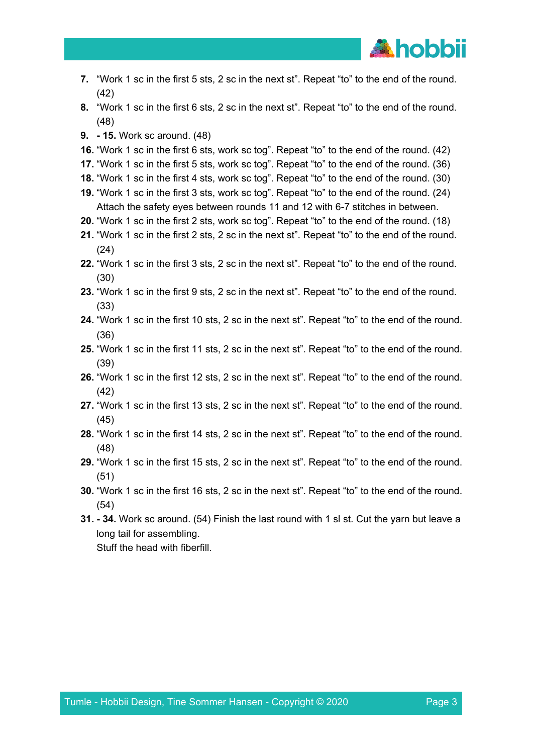7. "Work 1 sc in the first 5 sts, 2 sc in the next st". Repeat "to" to the end of the round. (42)
8. "Work 1 sc in the first 6 sts, 2 sc in the next st". Repeat "to" to the end of the round. (48)
9. **- 15.** Work sc around. (48)
16. "Work 1 sc in the first 6 sts, work sc tog". Repeat "to" to the end of the round. (42)
17. "Work 1 sc in the first 5 sts, work sc tog". Repeat "to" to the end of the round. (36)
18. "Work 1 sc in the first 4 sts, work sc tog". Repeat "to" to the end of the round. (30)
19. "Work 1 sc in the first 3 sts, work sc tog". Repeat "to" to the end of the round. (24) Attach the safety eyes between rounds 11 and 12 with 6-7 stitches in between.
20. "Work 1 sc in the first 2 sts, work sc tog". Repeat "to" to the end of the round. (18)
21. "Work 1 sc in the first 2 sts, 2 sc in the next st". Repeat "to" to the end of the round. (24)
22. "Work 1 sc in the first 3 sts, 2 sc in the next st". Repeat "to" to the end of the round. (30)
23. "Work 1 sc in the first 9 sts, 2 sc in the next st". Repeat "to" to the end of the round. (33)
24. "Work 1 sc in the first 10 sts, 2 sc in the next st". Repeat "to" to the end of the round. (36)
25. "Work 1 sc in the first 11 sts, 2 sc in the next st". Repeat "to" to the end of the round. (39)
26. "Work 1 sc in the first 12 sts, 2 sc in the next st". Repeat "to" to the end of the round. (42)
27. "Work 1 sc in the first 13 sts, 2 sc in the next st". Repeat "to" to the end of the round. (45)
28. "Work 1 sc in the first 14 sts, 2 sc in the next st". Repeat "to" to the end of the round. (48)
29. "Work 1 sc in the first 15 sts, 2 sc in the next st". Repeat "to" to the end of the round. (51)
30. "Work 1 sc in the first 16 sts, 2 sc in the next st". Repeat "to" to the end of the round. (54)
31. **- 34.** Work sc around. (54) Finish the last round with 1 sl st. Cut the yarn but leave a long tail for assembling.
    Stuff the head with fiberfill.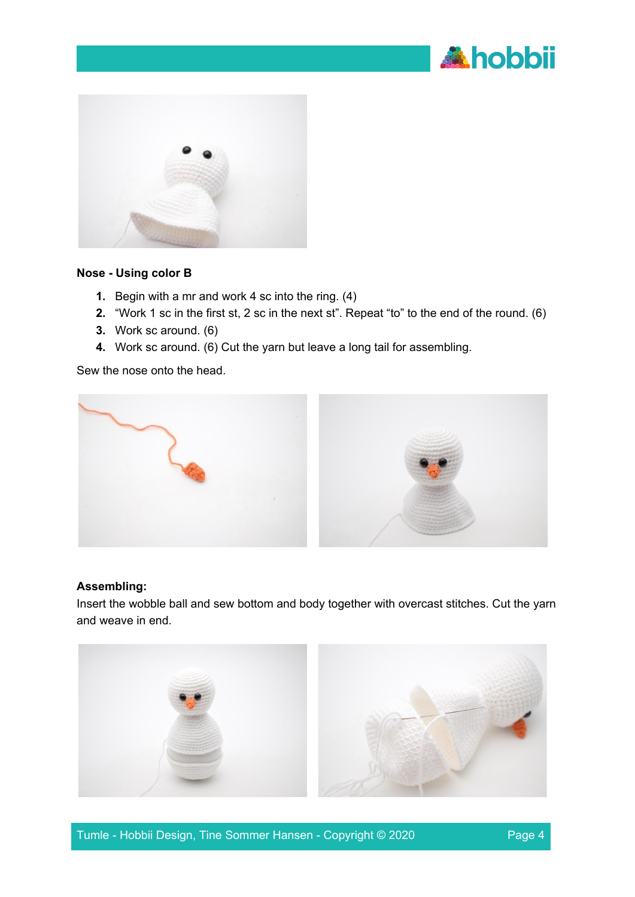**Nose - Using color B**

1. Begin with a mr and work 4 sc into the ring. (4)
2. “Work 1 sc in the first st, 2 sc in the next st”. Repeat “to” to the end of the round. (6)
3. Work sc around. (6)
4. Work sc around. (6) Cut the yarn but leave a long tail for assembling.

Sew the nose onto the head.

**Assembling:**

Insert the wobble ball and sew bottom and body together with overcast stitches. Cut the yarn and weave in end.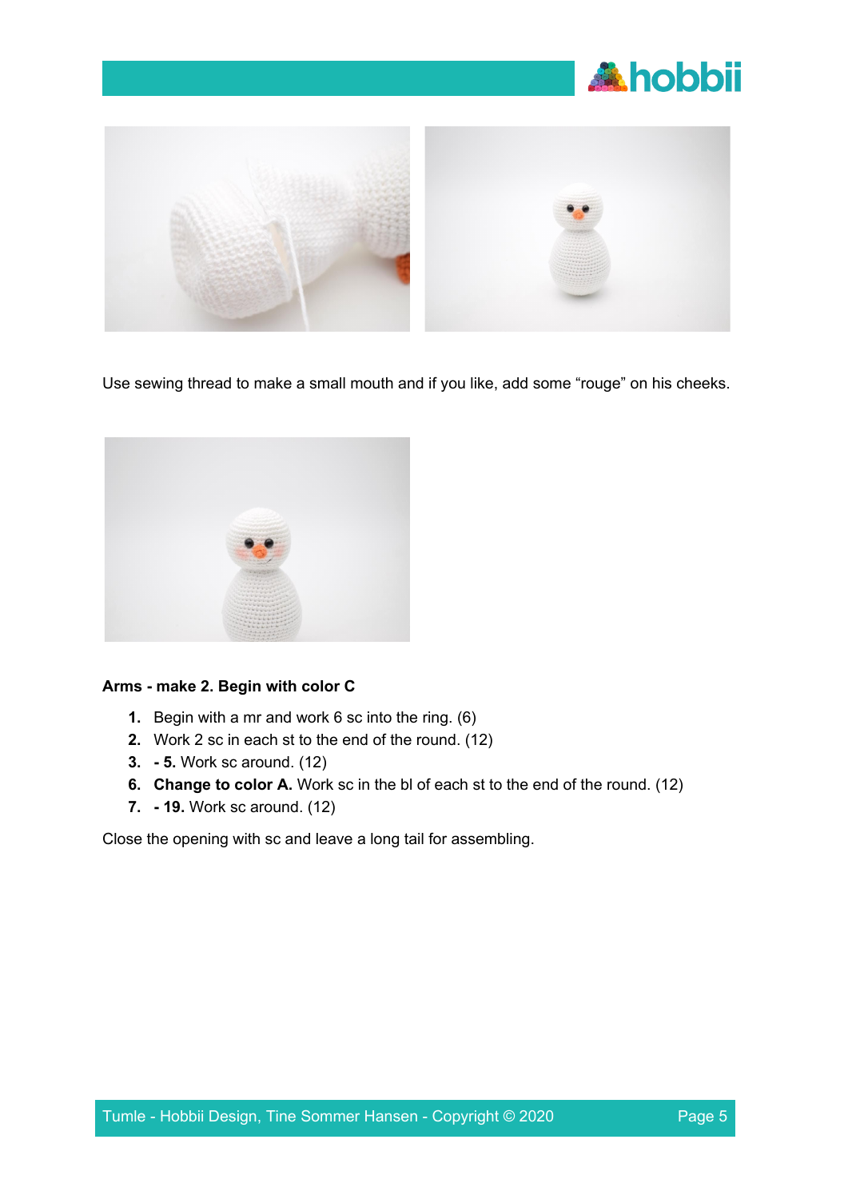Use sewing thread to make a small mouth and if you like, add some “rouge” on his cheeks.

**Arms - make 2. Begin with color C**

1. Begin with a mr and work 6 sc into the ring. (6)
2. Work 2 sc in each st to the end of the round. (12)
3. **- 5.** Work sc around. (12)
6. **Change to color A.** Work sc in the bl of each st to the end of the round. (12)
7. **- 19.** Work sc around. (12)

Close the opening with sc and leave a long tail for assembling.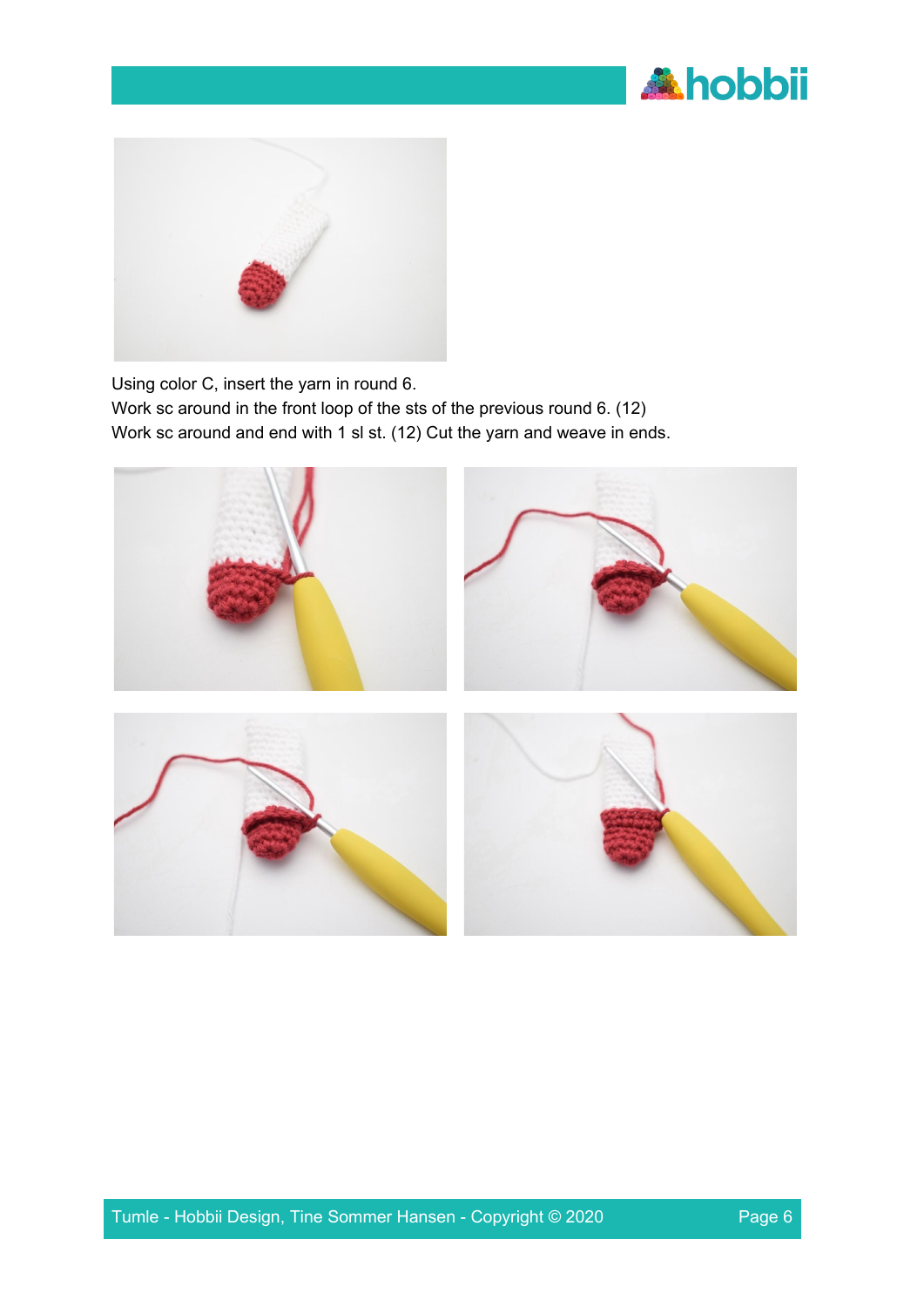Using color C, insert the yarn in round 6.
Work sc around in the front loop of the sts of the previous round 6. (12)
Work sc around and end with 1 sl st. (12) Cut the yarn and weave in ends.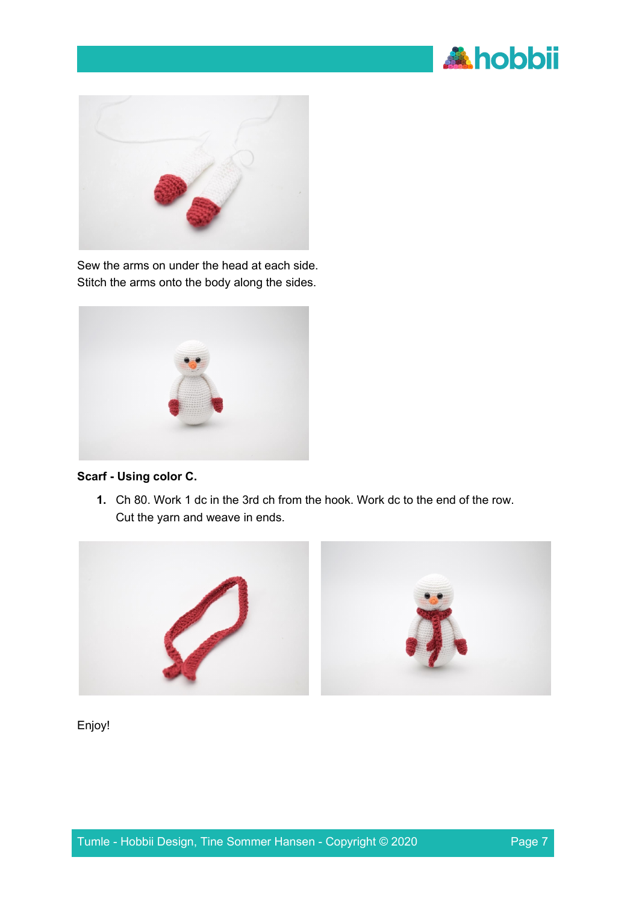Sew the arms on under the head at each side.
Stitch the arms onto the body along the sides.

**Scarf - Using color C.**

1. Ch 80. Work 1 dc in the 3rd ch from the hook. Work dc to the end of the row. Cut the yarn and weave in ends.

Enjoy!